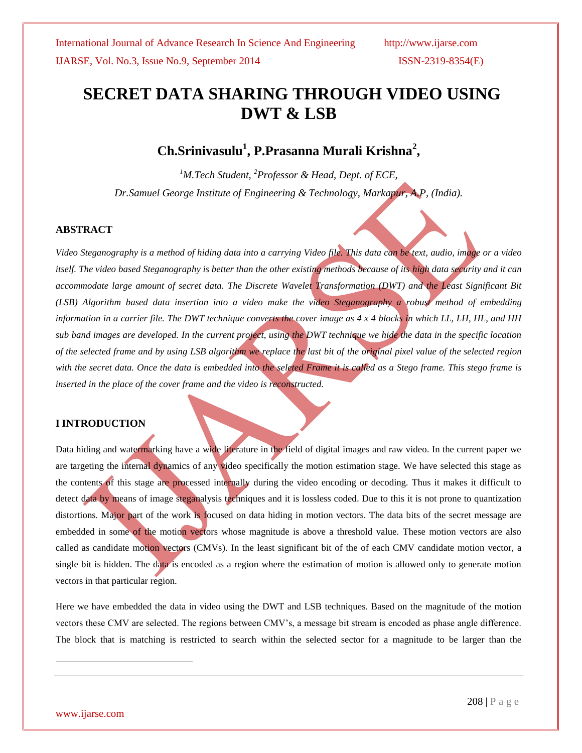# SECRET DATA SHARING THROUGH VIDEO USING DWT & LSB

## Ch.Srinivasulu[1], P.Prasanna Murali Krishna[2],

*[1]M.Tech Student, [2]Professor & Head, Dept. of ECE,*

*Dr.Samuel George Institute of Engineering & Technology, Markapur, A.P, (India).*

### ABSTRACT

*Video Steganography is a method of hiding data into a carrying Video file. This data can be text, audio, image or a video itself. The video based Steganography is better than the other existing methods because of its high data security and it can accommodate large amount of secret data. The Discrete Wavelet Transformation (DWT) and the Least Significant Bit (LSB) Algorithm based data insertion into a video make the video Steganography a robust method of embedding information in a carrier file. The DWT technique converts the cover image as 4 x 4 blocks in which LL, LH, HL, and HH sub band images are developed. In the current project, using the DWT technique we hide the data in the specific location of the selected frame and by using LSB algorithm we replace the last bit of the original pixel value of the selected region with the secret data. Once the data is embedded into the seleted Frame it is called as a Stego frame. This stego frame is inserted in the place of the cover frame and the video is reconstructed.*

### I INTRODUCTION

Data hiding and watermarking have a wide literature in the field of digital images and raw video. In the current paper we are targeting the internal dynamics of any video specifically the motion estimation stage. We have selected this stage as the contents of this stage are processed internally during the video encoding or decoding. Thus it makes it difficult to detect data by means of image steganalysis techniques and it is lossless coded. Due to this it is not prone to quantization distortions. Major part of the work is focused on data hiding in motion vectors. The data bits of the secret message are embedded in some of the motion vectors whose magnitude is above a threshold value. These motion vectors are also called as candidate motion vectors (CMVs). In the least significant bit of the of each CMV candidate motion vector, a single bit is hidden. The data is encoded as a region where the estimation of motion is allowed only to generate motion vectors in that particular region.

Here we have embedded the data in video using the DWT and LSB techniques. Based on the magnitude of the motion vectors these CMV are selected. The regions between CMV's, a message bit stream is encoded as phase angle difference. The block that is matching is restricted to search within the selected sector for a magnitude to be larger than the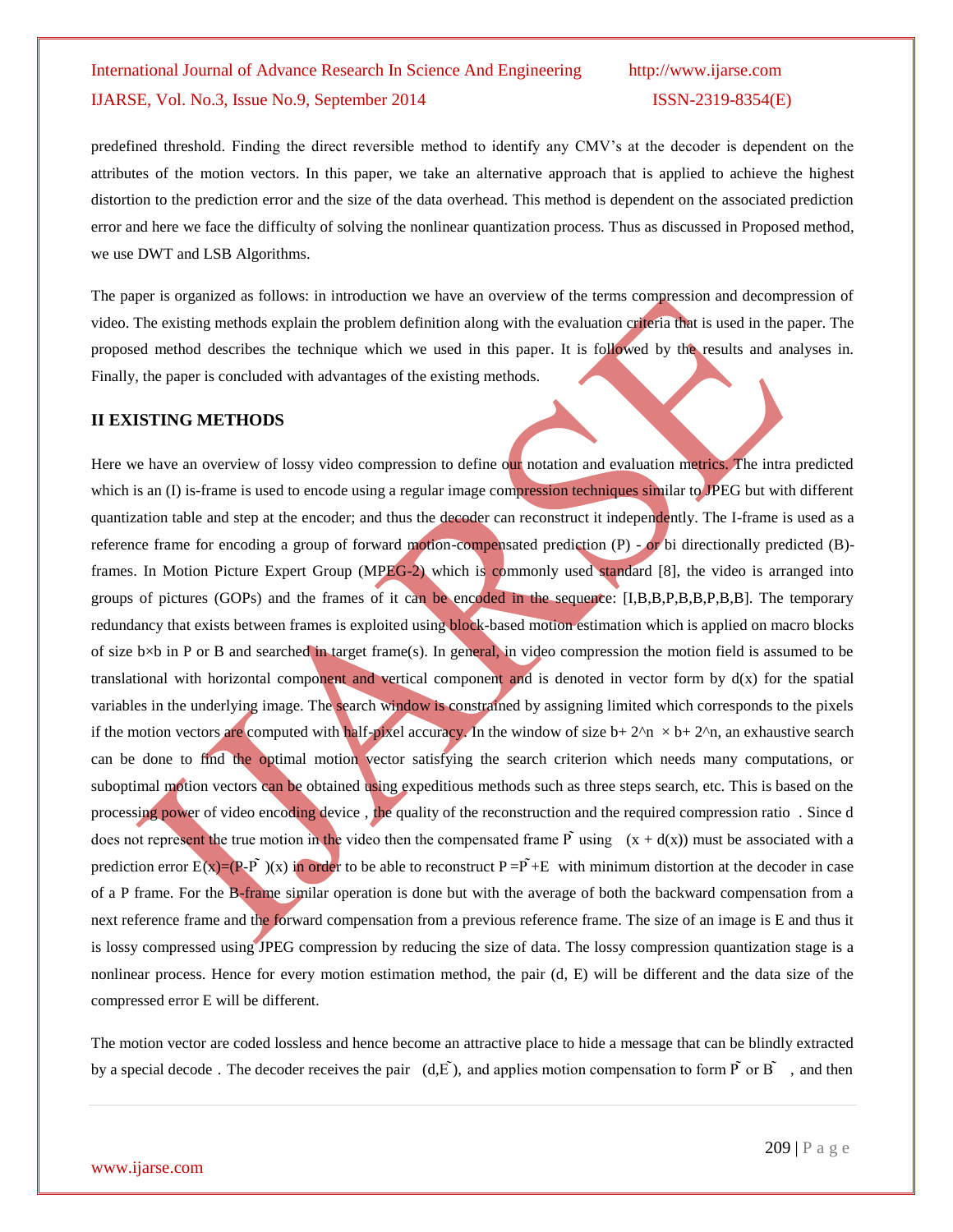predefined threshold. Finding the direct reversible method to identify any CMV's at the decoder is dependent on the attributes of the motion vectors. In this paper, we take an alternative approach that is applied to achieve the highest distortion to the prediction error and the size of the data overhead. This method is dependent on the associated prediction error and here we face the difficulty of solving the nonlinear quantization process. Thus as discussed in Proposed method, we use DWT and LSB Algorithms.

The paper is organized as follows: in introduction we have an overview of the terms compression and decompression of video. The existing methods explain the problem definition along with the evaluation criteria that is used in the paper. The proposed method describes the technique which we used in this paper. It is followed by the results and analyses in. Finally, the paper is concluded with advantages of the existing methods.

## II EXISTING METHODS

Here we have an overview of lossy video compression to define our notation and evaluation metrics. The intra predicted which is an (I) is-frame is used to encode using a regular image compression techniques similar to JPEG but with different quantization table and step at the encoder; and thus the decoder can reconstruct it independently. The I-frame is used as a reference frame for encoding a group of forward motion-compensated prediction (P) - or bi directionally predicted (B)-frames. In Motion Picture Expert Group (MPEG-2) which is commonly used standard [8], the video is arranged into groups of pictures (GOPs) and the frames of it can be encoded in the sequence: [I,B,B,P,B,B,P,B,B]. The temporary redundancy that exists between frames is exploited using block-based motion estimation which is applied on macro blocks of size b×b in P or B and searched in target frame(s). In general, in video compression the motion field is assumed to be translational with horizontal component and vertical component and is denoted in vector form by $d(x)$ for the spatial variables in the underlying image. The search window is constrained by assigning limited which corresponds to the pixels if the motion vectors are computed with half-pixel accuracy. In the window of size $b+ 2^n \times b+ 2^n$, an exhaustive search can be done to find the optimal motion vector satisfying the search criterion which needs many computations, or suboptimal motion vectors can be obtained using expeditious methods such as three steps search, etc. This is based on the processing power of video encoding device , the quality of the reconstruction and the required compression ratio . Since d does not represent the true motion in the video then the compensated frame $\tilde{P}$ using $(x + d(x))$ must be associated with a prediction error $E(x)=(P-\tilde{P})(x)$ in order to be able to reconstruct $P =\tilde{P}+E$ with minimum distortion at the decoder in case of a P frame. For the B-frame similar operation is done but with the average of both the backward compensation from a next reference frame and the forward compensation from a previous reference frame. The size of an image is E and thus it is lossy compressed using JPEG compression by reducing the size of data. The lossy compression quantization stage is a nonlinear process. Hence for every motion estimation method, the pair (d, E) will be different and the data size of the compressed error E will be different.

The motion vector are coded lossless and hence become an attractive place to hide a message that can be blindly extracted by a special decode . The decoder receives the pair $(d,\tilde{E})$, and applies motion compensation to form $\tilde{P}$ or $\tilde{B}$ , and then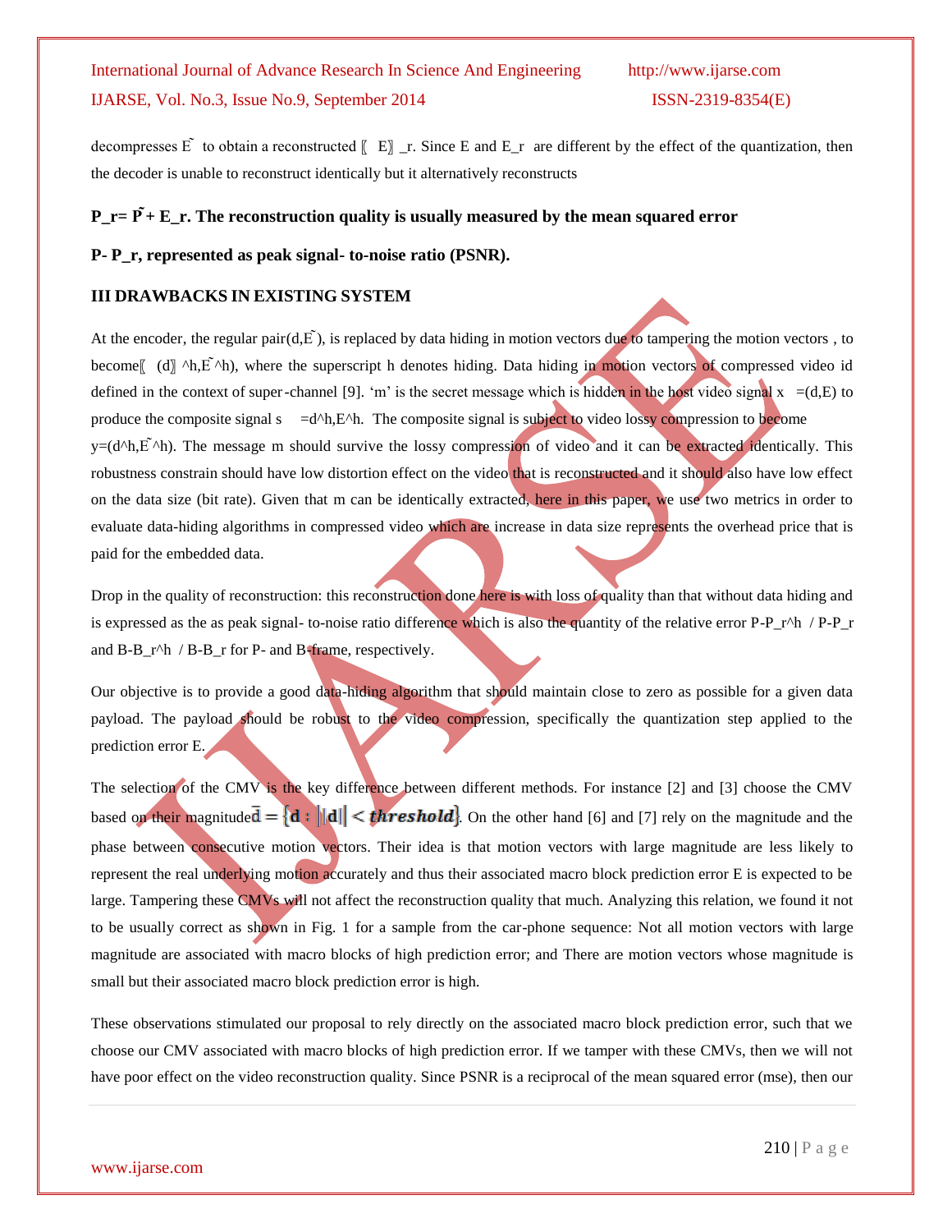decompresses $\tilde{E}$ to obtain a reconstructed 〖 E〗 _r. Since E and E_r are different by the effect of the quantization, then the decoder is unable to reconstruct identically but it alternatively reconstructs

**P_r= $\tilde{P}$ + E_r. The reconstruction quality is usually measured by the mean squared error**

**P- P_r, represented as peak signal- to-noise ratio (PSNR).**

### III DRAWBACKS IN EXISTING SYSTEM

At the encoder, the regular pair(d,$\tilde{E}$), is replaced by data hiding in motion vectors due to tampering the motion vectors , to become〖 (d〗 ^h,$\tilde{E}$^h), where the superscript h denotes hiding. Data hiding in motion vectors of compressed video id defined in the context of super-channel [9]. 'm' is the secret message which is hidden in the host video signal x =(d,E) to produce the composite signal s =d^h,E^h. The composite signal is subject to video lossy compression to become y=(d^h,$\tilde{E}$^h). The message m should survive the lossy compression of video and it can be extracted identically. This robustness constrain should have low distortion effect on the video that is reconstructed and it should also have low effect on the data size (bit rate). Given that m can be identically extracted, here in this paper, we use two metrics in order to evaluate data-hiding algorithms in compressed video which are increase in data size represents the overhead price that is paid for the embedded data.

Drop in the quality of reconstruction: this reconstruction done here is with loss of quality than that without data hiding and is expressed as the as peak signal- to-noise ratio difference which is also the quantity of the relative error P-P_r^h / P-P_r and B-B_r^h / B-B_r for P- and B-frame, respectively.

Our objective is to provide a good data-hiding algorithm that should maintain close to zero as possible for a given data payload. The payload should be robust to the video compression, specifically the quantization step applied to the prediction error E.

The selection of the CMV is the key difference between different methods. For instance [2] and [3] choose the CMV based on their magnitude $\bar{\mathbf{d}} = \{\mathbf{d} : \|\mathbf{d}\| < \textit{threshold}\}$. On the other hand [6] and [7] rely on the magnitude and the phase between consecutive motion vectors. Their idea is that motion vectors with large magnitude are less likely to represent the real underlying motion accurately and thus their associated macro block prediction error E is expected to be large. Tampering these CMVs will not affect the reconstruction quality that much. Analyzing this relation, we found it not to be usually correct as shown in Fig. 1 for a sample from the car-phone sequence: Not all motion vectors with large magnitude are associated with macro blocks of high prediction error; and There are motion vectors whose magnitude is small but their associated macro block prediction error is high.

These observations stimulated our proposal to rely directly on the associated macro block prediction error, such that we choose our CMV associated with macro blocks of high prediction error. If we tamper with these CMVs, then we will not have poor effect on the video reconstruction quality. Since PSNR is a reciprocal of the mean squared error (mse), then our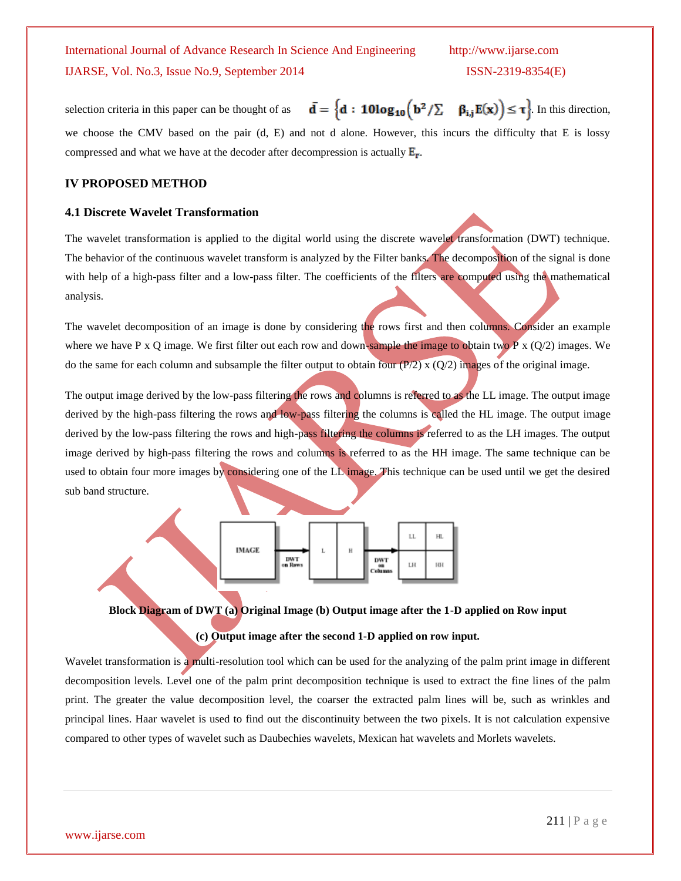selection criteria in this paper can be thought of as $\bar{d} = \left\{d : 10\log_{10}\left(b^2/\Sigma \quad \beta_{i,j}E(x)\right) \leq \tau\right\}$. In this direction, we choose the CMV based on the pair (d, E) and not d alone. However, this incurs the difficulty that E is lossy compressed and what we have at the decoder after decompression is actually $E_r$.

## IV PROPOSED METHOD

### 4.1 Discrete Wavelet Transformation

The wavelet transformation is applied to the digital world using the discrete wavelet transformation (DWT) technique. The behavior of the continuous wavelet transform is analyzed by the Filter banks. The decomposition of the signal is done with help of a high-pass filter and a low-pass filter. The coefficients of the filters are computed using the mathematical analysis.

The wavelet decomposition of an image is done by considering the rows first and then columns. Consider an example where we have P x Q image. We first filter out each row and down-sample the image to obtain two P x (Q/2) images. We do the same for each column and subsample the filter output to obtain four (P/2) x (Q/2) images of the original image.

The output image derived by the low-pass filtering the rows and columns is referred to as the LL image. The output image derived by the high-pass filtering the rows and low-pass filtering the columns is called the HL image. The output image derived by the low-pass filtering the rows and high-pass filtering the columns is referred to as the LH images. The output image derived by high-pass filtering the rows and columns is referred to as the HH image. The same technique can be used to obtain four more images by considering one of the LL image. This technique can be used until we get the desired sub band structure.

**Block Diagram of DWT (a) Original Image (b) Output image after the 1-D applied on Row input (c) Output image after the second 1-D applied on row input.**

Wavelet transformation is a multi-resolution tool which can be used for the analyzing of the palm print image in different decomposition levels. Level one of the palm print decomposition technique is used to extract the fine lines of the palm print. The greater the value decomposition level, the coarser the extracted palm lines will be, such as wrinkles and principal lines. Haar wavelet is used to find out the discontinuity between the two pixels. It is not calculation expensive compared to other types of wavelet such as Daubechies wavelets, Mexican hat wavelets and Morlets wavelets.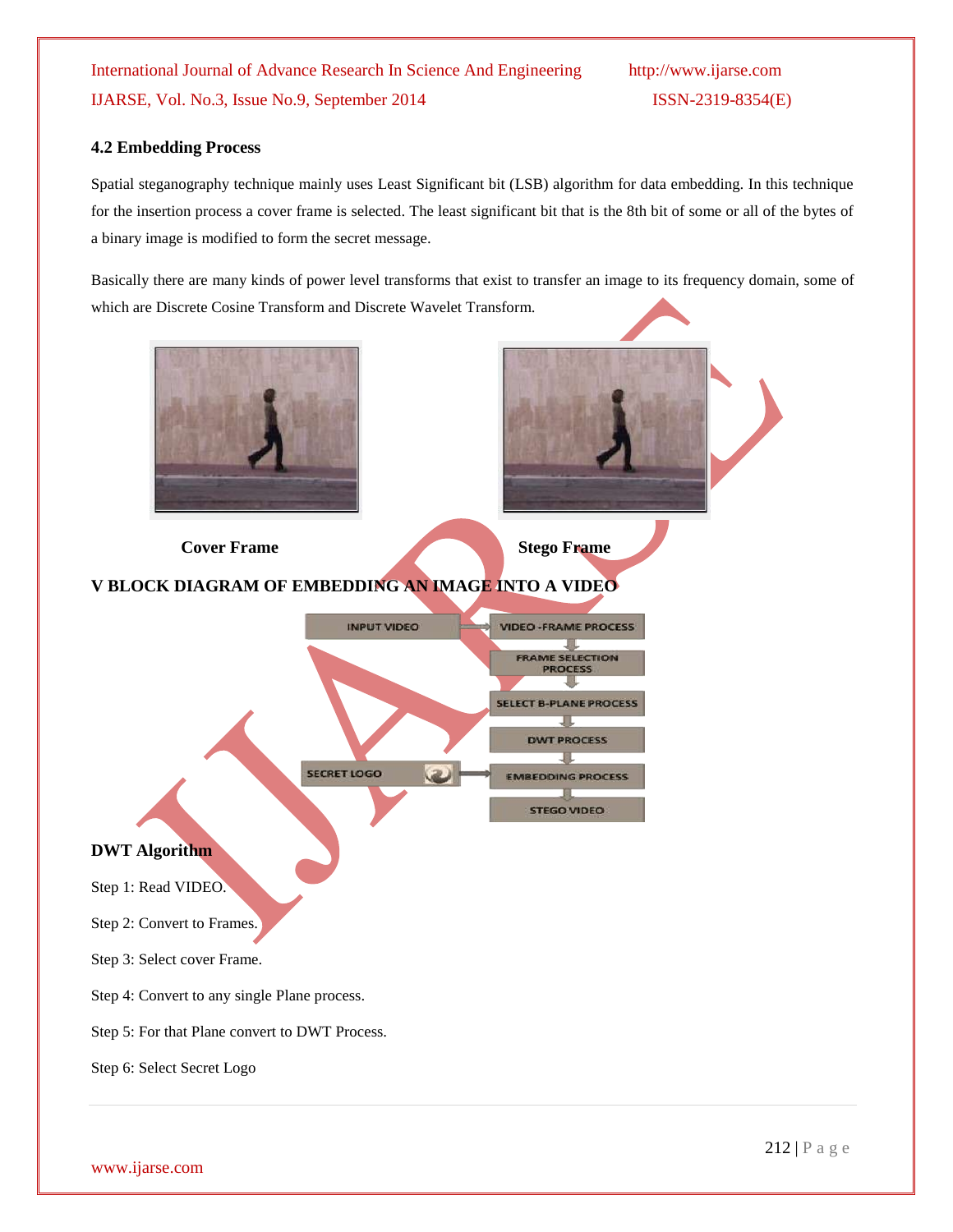### 4.2 Embedding Process

Spatial steganography technique mainly uses Least Significant bit (LSB) algorithm for data embedding. In this technique for the insertion process a cover frame is selected. The least significant bit that is the 8th bit of some or all of the bytes of a binary image is modified to form the secret message.

Basically there are many kinds of power level transforms that exist to transfer an image to its frequency domain, some of which are Discrete Cosine Transform and Discrete Wavelet Transform.

**Cover Frame** **Stego Frame**

## V BLOCK DIAGRAM OF EMBEDDING AN IMAGE INTO A VIDEO

INPUT VIDEO → VIDEO -FRAME PROCESS → FRAME SELECTION PROCESS → SELECT B-PLANE PROCESS → DWT PROCESS → EMBEDDING PROCESS → STEGO VIDEO

SECRET LOGO → EMBEDDING PROCESS

### DWT Algorithm

Step 1: Read VIDEO.

Step 2: Convert to Frames.

Step 3: Select cover Frame.

Step 4: Convert to any single Plane process.

Step 5: For that Plane convert to DWT Process.

Step 6: Select Secret Logo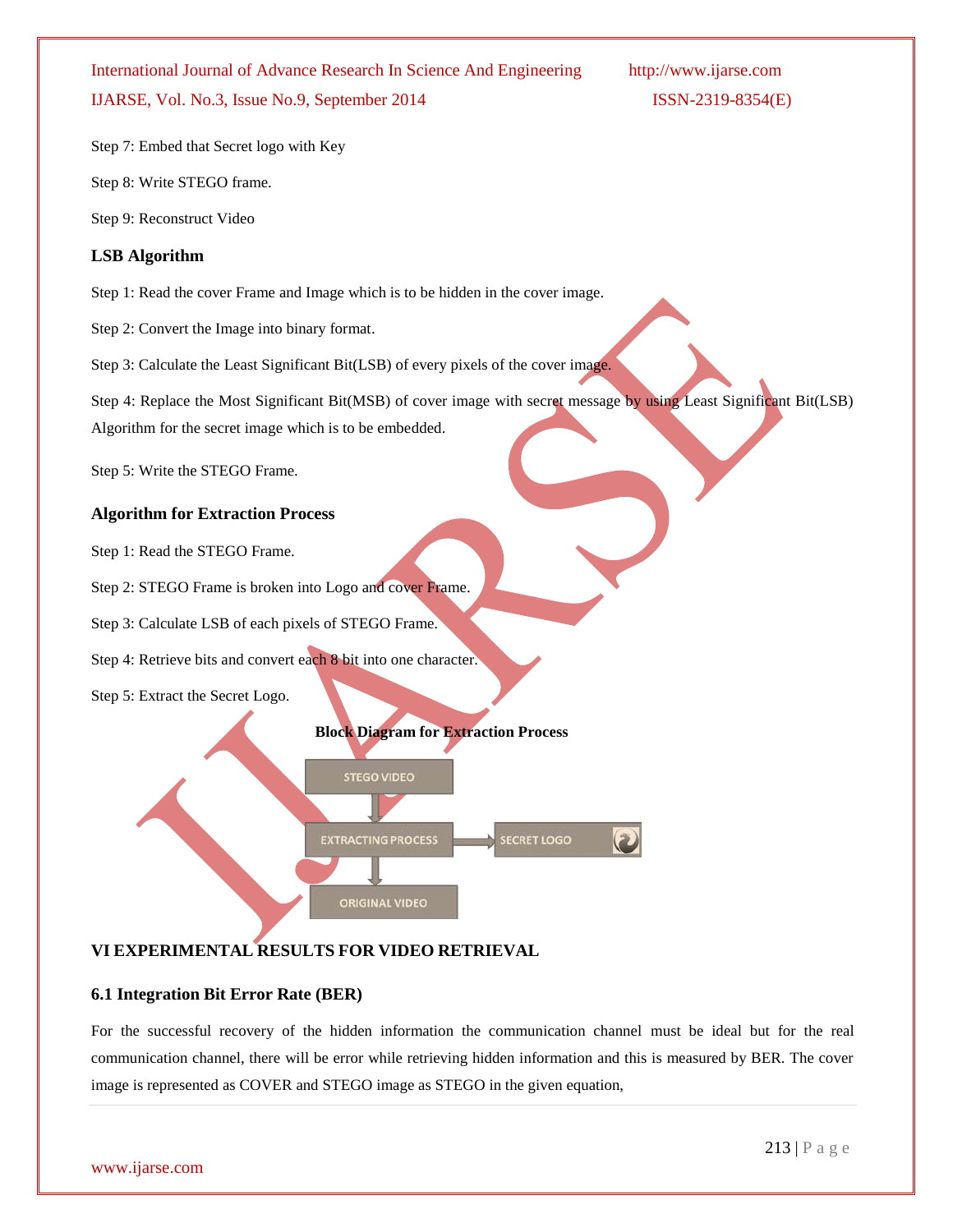Step 7: Embed that Secret logo with Key

Step 8: Write STEGO frame.

Step 9: Reconstruct Video

### LSB Algorithm

Step 1: Read the cover Frame and Image which is to be hidden in the cover image.

Step 2: Convert the Image into binary format.

Step 3: Calculate the Least Significant Bit(LSB) of every pixels of the cover image.

Step 4: Replace the Most Significant Bit(MSB) of cover image with secret message by using Least Significant Bit(LSB) Algorithm for the secret image which is to be embedded.

Step 5: Write the STEGO Frame.

### Algorithm for Extraction Process

Step 1: Read the STEGO Frame.

Step 2: STEGO Frame is broken into Logo and cover Frame.

Step 3: Calculate LSB of each pixels of STEGO Frame.

Step 4: Retrieve bits and convert each 8 bit into one character.

Step 5: Extract the Secret Logo.

**Block Diagram for Extraction Process**

STEGO VIDEO → EXTRACTING PROCESS → SECRET LOGO

EXTRACTING PROCESS → ORIGINAL VIDEO

## VI EXPERIMENTAL RESULTS FOR VIDEO RETRIEVAL

### 6.1 Integration Bit Error Rate (BER)

For the successful recovery of the hidden information the communication channel must be ideal but for the real communication channel, there will be error while retrieving hidden information and this is measured by BER. The cover image is represented as COVER and STEGO image as STEGO in the given equation,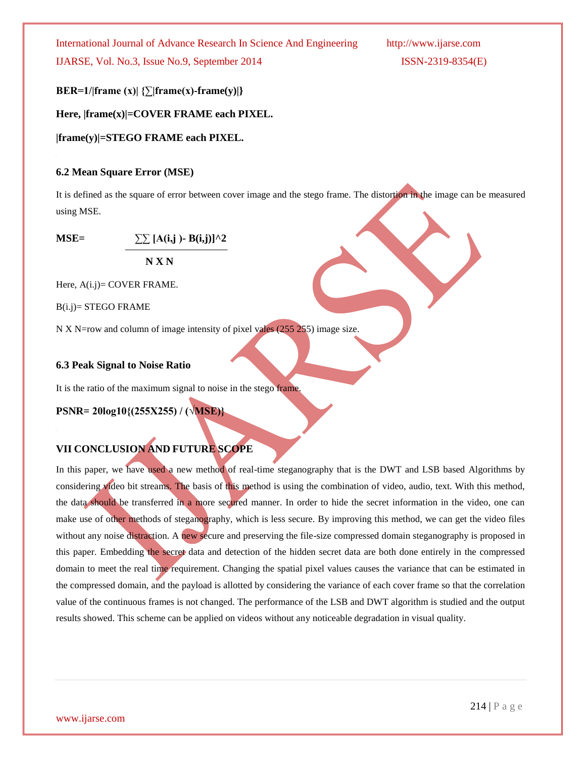**BER=1/|frame (x)| {∑|frame(x)-frame(y)|}**

**Here, |frame(x)|=COVER FRAME each PIXEL.**

**|frame(y)|=STEGO FRAME each PIXEL.**

### 6.2 Mean Square Error (MSE)

It is defined as the square of error between cover image and the stego frame. The distortion in the image can be measured using MSE.

$$\text{MSE} = \frac{\sum\sum [A(i,j) - B(i,j)]^2}{N \times N}$$

Here, A(i.j)= COVER FRAME.

B(i.j)= STEGO FRAME

N X N=row and column of image intensity of pixel vales (255 255) image size.

### 6.3 Peak Signal to Noise Ratio

It is the ratio of the maximum signal to noise in the stego frame.

$$\text{PSNR} = 20\log10\{(255 \times 255) / (\sqrt{\text{MSE}})\}$$

## VII CONCLUSION AND FUTURE SCOPE

In this paper, we have used a new method of real-time steganography that is the DWT and LSB based Algorithms by considering video bit streams. The basis of this method is using the combination of video, audio, text. With this method, the data should be transferred in a more secured manner. In order to hide the secret information in the video, one can make use of other methods of steganography, which is less secure. By improving this method, we can get the video files without any noise distraction. A new secure and preserving the file-size compressed domain steganography is proposed in this paper. Embedding the secret data and detection of the hidden secret data are both done entirely in the compressed domain to meet the real time requirement. Changing the spatial pixel values causes the variance that can be estimated in the compressed domain, and the payload is allotted by considering the variance of each cover frame so that the correlation value of the continuous frames is not changed. The performance of the LSB and DWT algorithm is studied and the output results showed. This scheme can be applied on videos without any noticeable degradation in visual quality.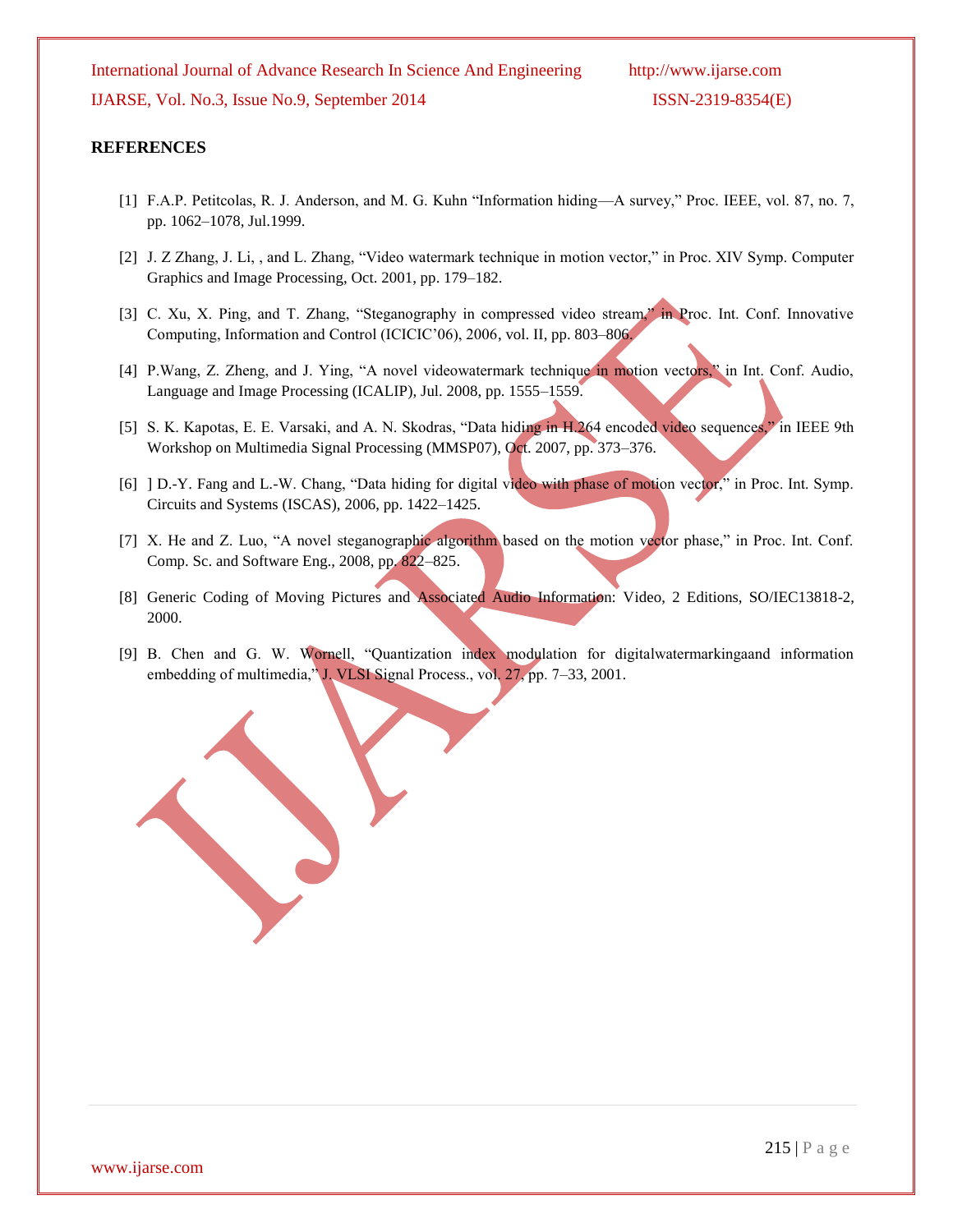**REFERENCES**

[1] F.A.P. Petitcolas, R. J. Anderson, and M. G. Kuhn "Information hiding—A survey," Proc. IEEE, vol. 87, no. 7, pp. 1062–1078, Jul.1999.

[2] J. Z Zhang, J. Li, , and L. Zhang, "Video watermark technique in motion vector," in Proc. XIV Symp. Computer Graphics and Image Processing, Oct. 2001, pp. 179–182.

[3] C. Xu, X. Ping, and T. Zhang, "Steganography in compressed video stream," in Proc. Int. Conf. Innovative Computing, Information and Control (ICICIC'06), 2006, vol. II, pp. 803–806.

[4] P.Wang, Z. Zheng, and J. Ying, "A novel videowatermark technique in motion vectors," in Int. Conf. Audio, Language and Image Processing (ICALIP), Jul. 2008, pp. 1555–1559.

[5] S. K. Kapotas, E. E. Varsaki, and A. N. Skodras, "Data hiding in H.264 encoded video sequences," in IEEE 9th Workshop on Multimedia Signal Processing (MMSP07), Oct. 2007, pp. 373–376.

[6] ] D.-Y. Fang and L.-W. Chang, "Data hiding for digital video with phase of motion vector," in Proc. Int. Symp. Circuits and Systems (ISCAS), 2006, pp. 1422–1425.

[7] X. He and Z. Luo, "A novel steganographic algorithm based on the motion vector phase," in Proc. Int. Conf. Comp. Sc. and Software Eng., 2008, pp. 822–825.

[8] Generic Coding of Moving Pictures and Associated Audio Information: Video, 2 Editions, SO/IEC13818-2, 2000.

[9] B. Chen and G. W. Wornell, "Quantization index modulation for digitalwatermarkingaand information embedding of multimedia," J. VLSI Signal Process., vol. 27, pp. 7–33, 2001.